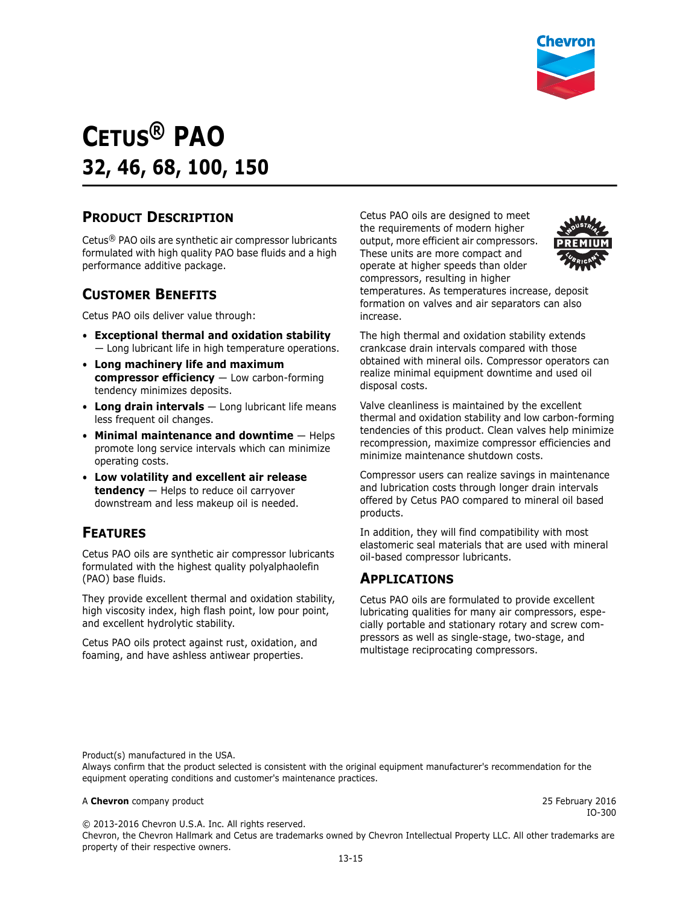# CETUS® PAO

## 32, 46, 68, 100, 150

## PRODUCT DESCRIPTION

Cetus® PAO oils are synthetic air compressor lubricants formulated with high quality PAO base fluids and a high performance additive package.

## CUSTOMER BENEFITS

Cetus PAO oils deliver value through:

- **Exceptional thermal and oxidation stability** — Long lubricant life in high temperature operations.
- **Long machinery life and maximum compressor efficiency** — Low carbon-forming tendency minimizes deposits.
- **Long drain intervals** — Long lubricant life means less frequent oil changes.
- **Minimal maintenance and downtime** — Helps promote long service intervals which can minimize operating costs.
- **Low volatility and excellent air release tendency** — Helps to reduce oil carryover downstream and less makeup oil is needed.

## FEATURES

Cetus PAO oils are synthetic air compressor lubricants formulated with the highest quality polyalphaolefin (PAO) base fluids.

They provide excellent thermal and oxidation stability, high viscosity index, high flash point, low pour point, and excellent hydrolytic stability.

Cetus PAO oils protect against rust, oxidation, and foaming, and have ashless antiwear properties.

Cetus PAO oils are designed to meet the requirements of modern higher output, more efficient air compressors. These units are more compact and operate at higher speeds than older compressors, resulting in higher temperatures. As temperatures increase, deposit formation on valves and air separators can also increase.

The high thermal and oxidation stability extends crankcase drain intervals compared with those obtained with mineral oils. Compressor operators can realize minimal equipment downtime and used oil disposal costs.

Valve cleanliness is maintained by the excellent thermal and oxidation stability and low carbon-forming tendencies of this product. Clean valves help minimize recompression, maximize compressor efficiencies and minimize maintenance shutdown costs.

Compressor users can realize savings in maintenance and lubrication costs through longer drain intervals offered by Cetus PAO compared to mineral oil based products.

In addition, they will find compatibility with most elastomeric seal materials that are used with mineral oil-based compressor lubricants.

## APPLICATIONS

Cetus PAO oils are formulated to provide excellent lubricating qualities for many air compressors, especially portable and stationary rotary and screw compressors as well as single-stage, two-stage, and multistage reciprocating compressors.

Product(s) manufactured in the USA.
Always confirm that the product selected is consistent with the original equipment manufacturer's recommendation for the equipment operating conditions and customer's maintenance practices.

A **Chevron** company product

25 February 2016
IO-300

© 2013-2016 Chevron U.S.A. Inc. All rights reserved.
Chevron, the Chevron Hallmark and Cetus are trademarks owned by Chevron Intellectual Property LLC. All other trademarks are property of their respective owners.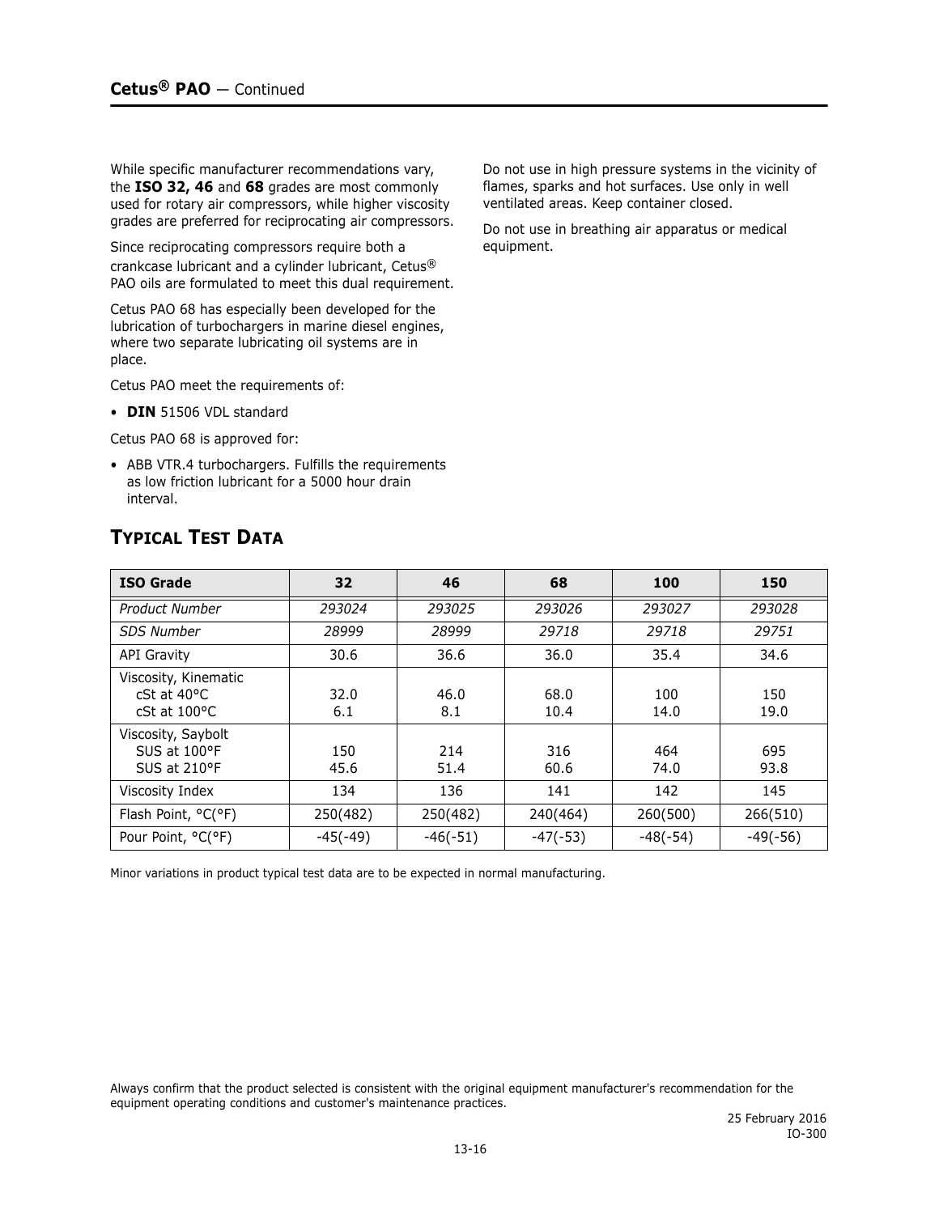While specific manufacturer recommendations vary, the **ISO 32, 46** and **68** grades are most commonly used for rotary air compressors, while higher viscosity grades are preferred for reciprocating air compressors.

Since reciprocating compressors require both a crankcase lubricant and a cylinder lubricant, Cetus® PAO oils are formulated to meet this dual requirement.

Cetus PAO 68 has especially been developed for the lubrication of turbochargers in marine diesel engines, where two separate lubricating oil systems are in place.

Cetus PAO meet the requirements of:

- **DIN** 51506 VDL standard

Cetus PAO 68 is approved for:

- ABB VTR.4 turbochargers. Fulfills the requirements as low friction lubricant for a 5000 hour drain interval.

Do not use in high pressure systems in the vicinity of flames, sparks and hot surfaces. Use only in well ventilated areas. Keep container closed.

Do not use in breathing air apparatus or medical equipment.

## TYPICAL TEST DATA

| **ISO Grade** | **32** | **46** | **68** | **100** | **150** |
|---|---|---|---|---|---|
| *Product Number* | *293024* | *293025* | *293026* | *293027* | *293028* |
| *SDS Number* | *28999* | *28999* | *29718* | *29718* | *29751* |
| API Gravity | 30.6 | 36.6 | 36.0 | 35.4 | 34.6 |
| Viscosity, Kinematic<br>cSt at 40°C<br>cSt at 100°C | <br>32.0<br>6.1 | <br>46.0<br>8.1 | <br>68.0<br>10.4 | <br>100<br>14.0 | <br>150<br>19.0 |
| Viscosity, Saybolt<br>SUS at 100°F<br>SUS at 210°F | <br>150<br>45.6 | <br>214<br>51.4 | <br>316<br>60.6 | <br>464<br>74.0 | <br>695<br>93.8 |
| Viscosity Index | 134 | 136 | 141 | 142 | 145 |
| Flash Point, °C(°F) | 250(482) | 250(482) | 240(464) | 260(500) | 266(510) |
| Pour Point, °C(°F) | -45(-49) | -46(-51) | -47(-53) | -48(-54) | -49(-56) |

Minor variations in product typical test data are to be expected in normal manufacturing.

Always confirm that the product selected is consistent with the original equipment manufacturer's recommendation for the equipment operating conditions and customer's maintenance practices.

25 February 2016
IO-300